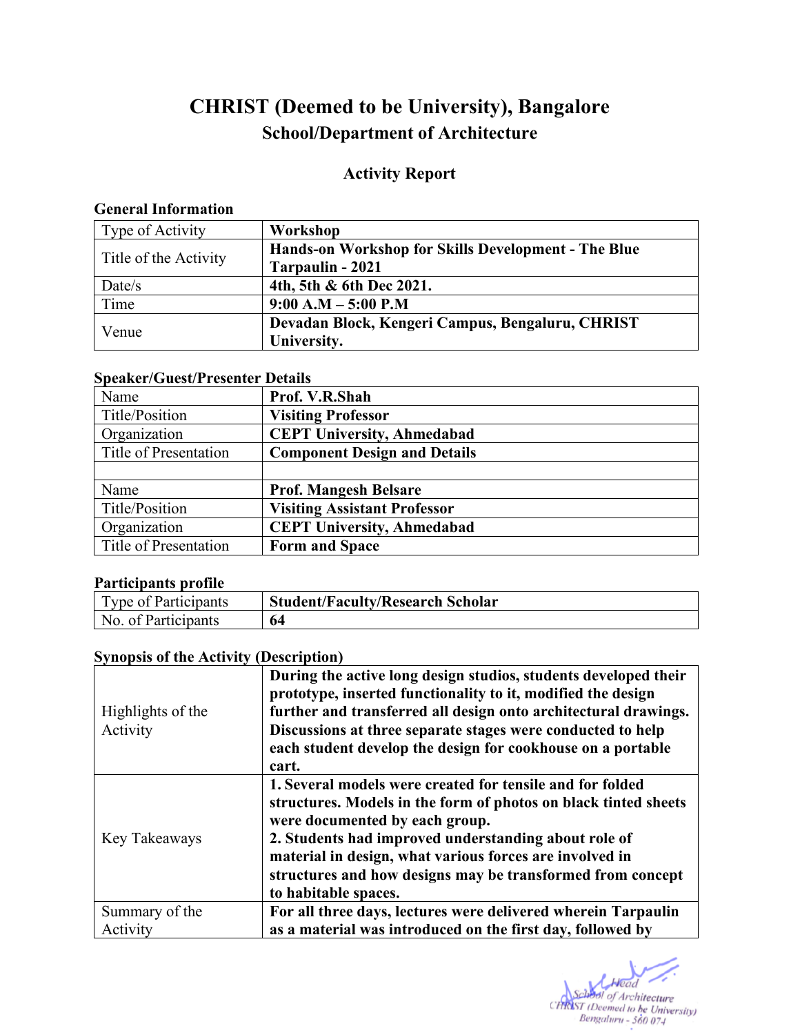# CHRIST (Deemed to be University), Bangalore

## School/Department of Architecture

### Activity Report

**General Information**

| Type of Activity | **Workshop** |
|---|---|
| Title of the Activity | **Hands-on Workshop for Skills Development - The Blue Tarpaulin - 2021** |
| Date/s | **4th, 5th & 6th Dec 2021.** |
| Time | **9:00 A.M – 5:00 P.M** |
| Venue | **Devadan Block, Kengeri Campus, Bengaluru, CHRIST University.** |

**Speaker/Guest/Presenter Details**

| Name | **Prof. V.R.Shah** |
|---|---|
| Title/Position | **Visiting Professor** |
| Organization | **CEPT University, Ahmedabad** |
| Title of Presentation | **Component Design and Details** |
| | |
| Name | **Prof. Mangesh Belsare** |
| Title/Position | **Visiting Assistant Professor** |
| Organization | **CEPT University, Ahmedabad** |
| Title of Presentation | **Form and Space** |

**Participants profile**

| Type of Participants | **Student/Faculty/Research Scholar** |
|---|---|
| No. of Participants | **64** |

**Synopsis of the Activity (Description)**

| Highlights of the Activity | **During the active long design studios, students developed their prototype, inserted functionality to it, modified the design further and transferred all design onto architectural drawings. Discussions at three separate stages were conducted to help each student develop the design for cookhouse on a portable cart.** |
|---|---|
| Key Takeaways | **1. Several models were created for tensile and for folded structures. Models in the form of photos on black tinted sheets were documented by each group.<br>2. Students had improved understanding about role of material in design, what various forces are involved in structures and how designs may be transformed from concept to habitable spaces.** |
| Summary of the Activity | **For all three days, lectures were delivered wherein Tarpaulin as a material was introduced on the first day, followed by** |

Head
School of Architecture
CHRIST (Deemed to be University)
Bengaluru - 560 074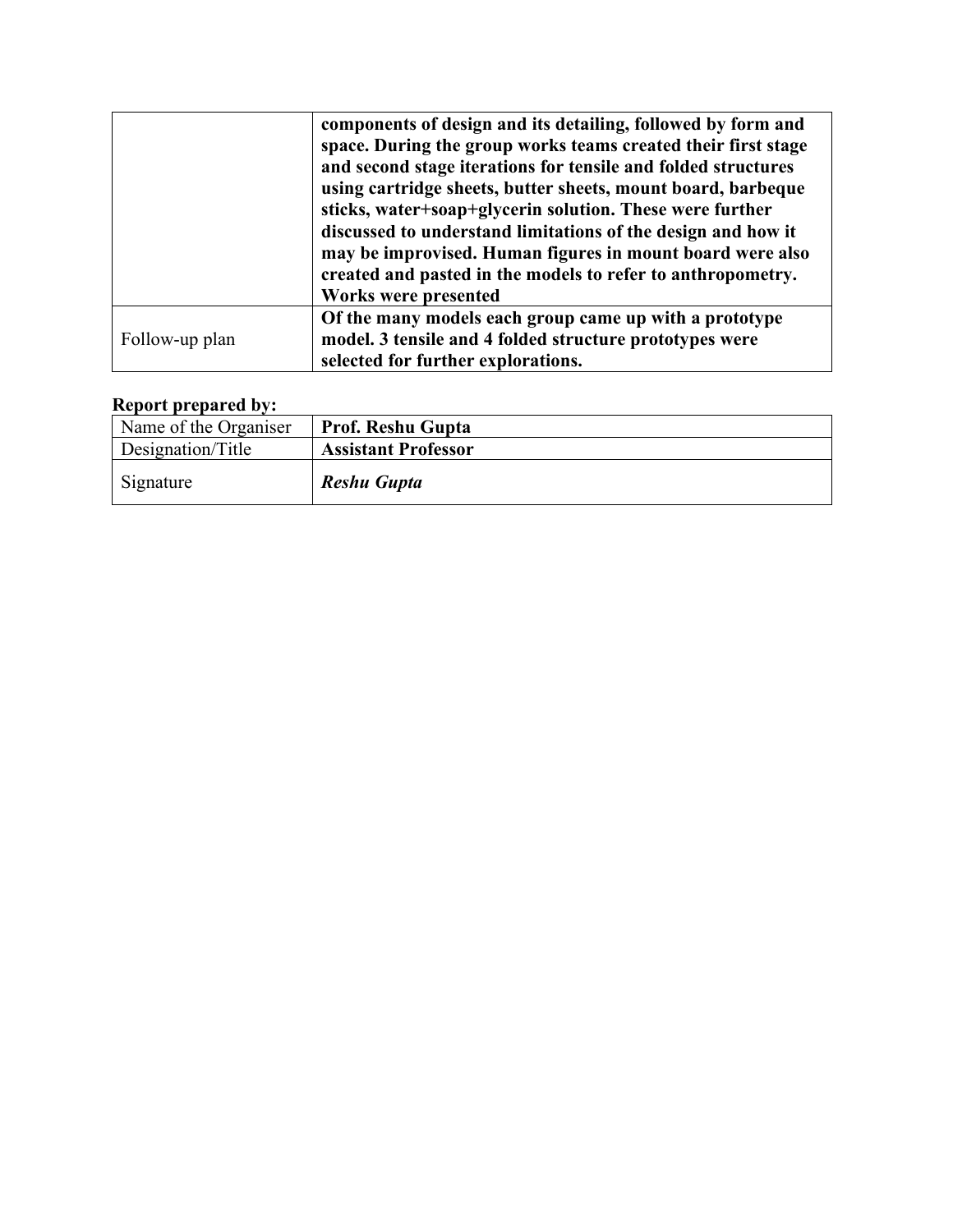| | |
|---|---|
| | **components of design and its detailing, followed by form and space. During the group works teams created their first stage and second stage iterations for tensile and folded structures using cartridge sheets, butter sheets, mount board, barbeque sticks, water+soap+glycerin solution. These were further discussed to understand limitations of the design and how it may be improvised. Human figures in mount board were also created and pasted in the models to refer to anthropometry. Works were presented** |
| Follow-up plan | **Of the many models each group came up with a prototype model. 3 tensile and 4 folded structure prototypes were selected for further explorations.** |

**Report prepared by:**

| | |
|---|---|
| Name of the Organiser | **Prof. Reshu Gupta** |
| Designation/Title | **Assistant Professor** |
| Signature | ***Reshu Gupta*** |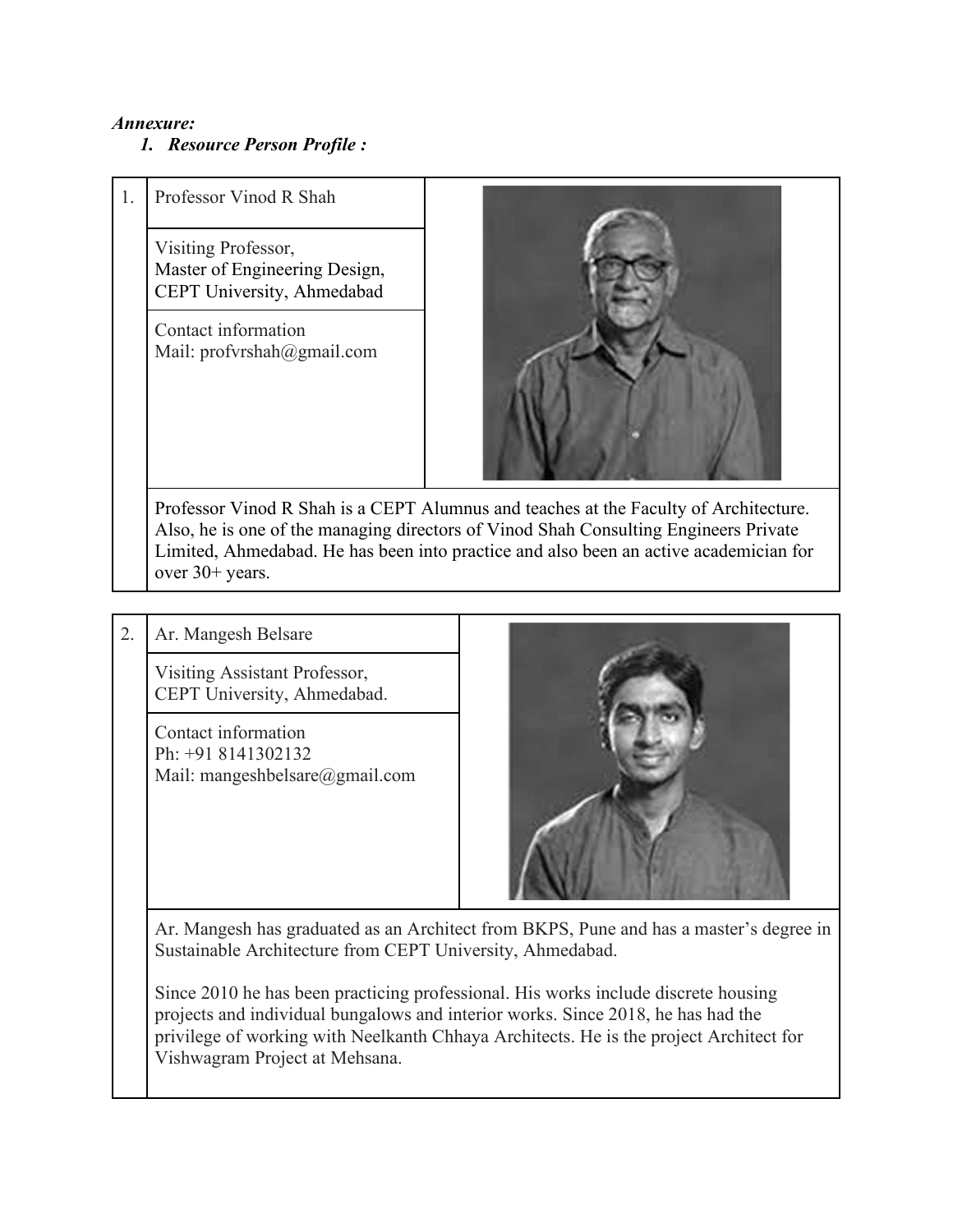***Annexure:***

1. ***Resource Person Profile :***

| 1. | Professor Vinod R Shah<br><br>Visiting Professor,<br>Master of Engineering Design,<br>CEPT University, Ahmedabad<br><br>Contact information<br>Mail: profvrshah@gmail.com |
|---|---|
| | Professor Vinod R Shah is a CEPT Alumnus and teaches at the Faculty of Architecture. Also, he is one of the managing directors of Vinod Shah Consulting Engineers Private Limited, Ahmedabad. He has been into practice and also been an active academician for over 30+ years. |

| 2. | Ar. Mangesh Belsare<br><br>Visiting Assistant Professor,<br>CEPT University, Ahmedabad.<br><br>Contact information<br>Ph: +91 8141302132<br>Mail: mangeshbelsare@gmail.com |
|---|---|
| | Ar. Mangesh has graduated as an Architect from BKPS, Pune and has a master's degree in Sustainable Architecture from CEPT University, Ahmedabad.<br><br>Since 2010 he has been practicing professional. His works include discrete housing projects and individual bungalows and interior works. Since 2018, he has had the privilege of working with Neelkanth Chhaya Architects. He is the project Architect for Vishwagram Project at Mehsana. |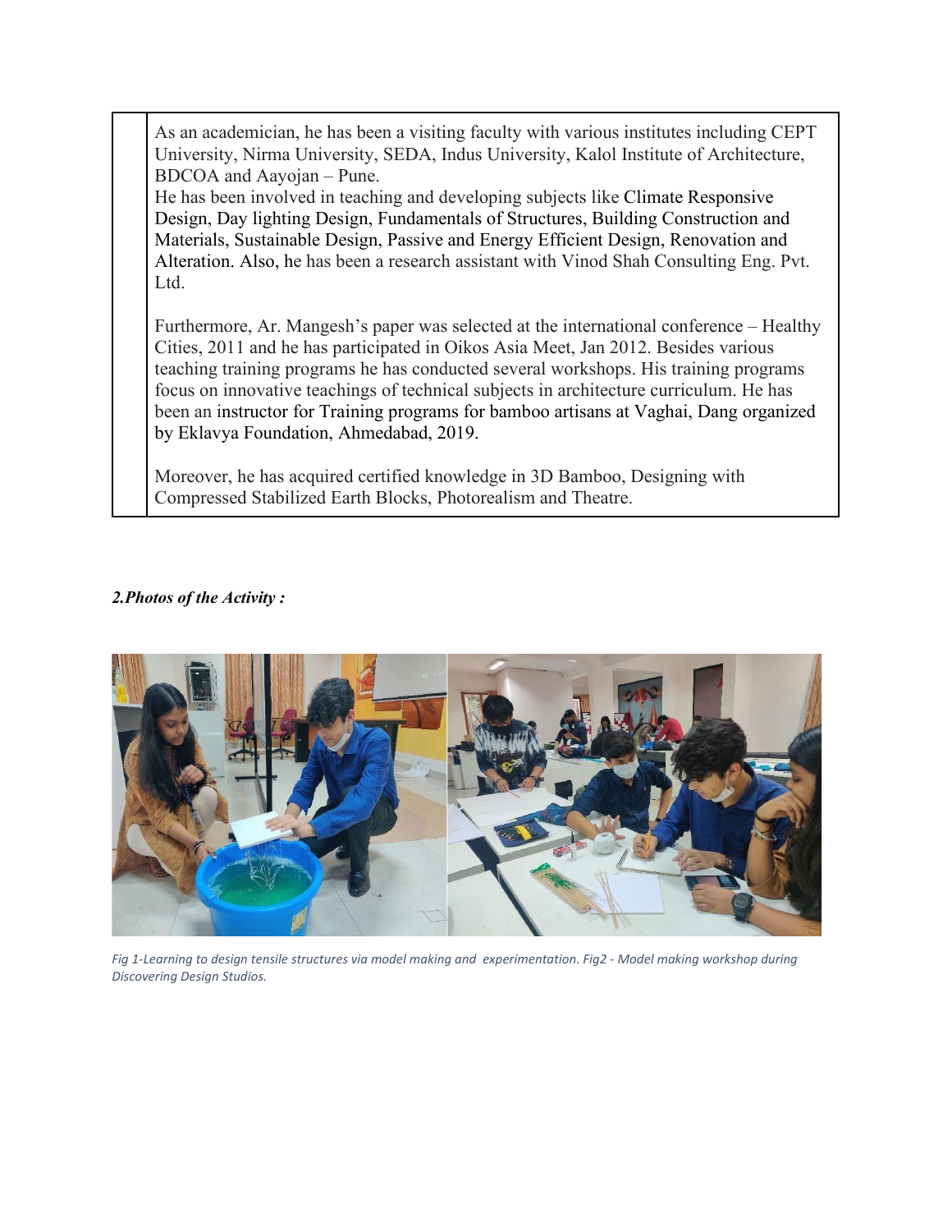| | As an academician, he has been a visiting faculty with various institutes including CEPT University, Nirma University, SEDA, Indus University, Kalol Institute of Architecture, BDCOA and Aayojan – Pune.<br>He has been involved in teaching and developing subjects like Climate Responsive Design, Day lighting Design, Fundamentals of Structures, Building Construction and Materials, Sustainable Design, Passive and Energy Efficient Design, Renovation and Alteration. Also, he has been a research assistant with Vinod Shah Consulting Eng. Pvt. Ltd.<br><br>Furthermore, Ar. Mangesh's paper was selected at the international conference – Healthy Cities, 2011 and he has participated in Oikos Asia Meet, Jan 2012. Besides various teaching training programs he has conducted several workshops. His training programs focus on innovative teachings of technical subjects in architecture curriculum. He has been an instructor for Training programs for bamboo artisans at Vaghai, Dang organized by Eklavya Foundation, Ahmedabad, 2019.<br><br>Moreover, he has acquired certified knowledge in 3D Bamboo, Designing with Compressed Stabilized Earth Blocks, Photorealism and Theatre. |
|---|---|

***2.Photos of the Activity :***

*Fig 1-Learning to design tensile structures via model making and experimentation. Fig2 - Model making workshop during Discovering Design Studios.*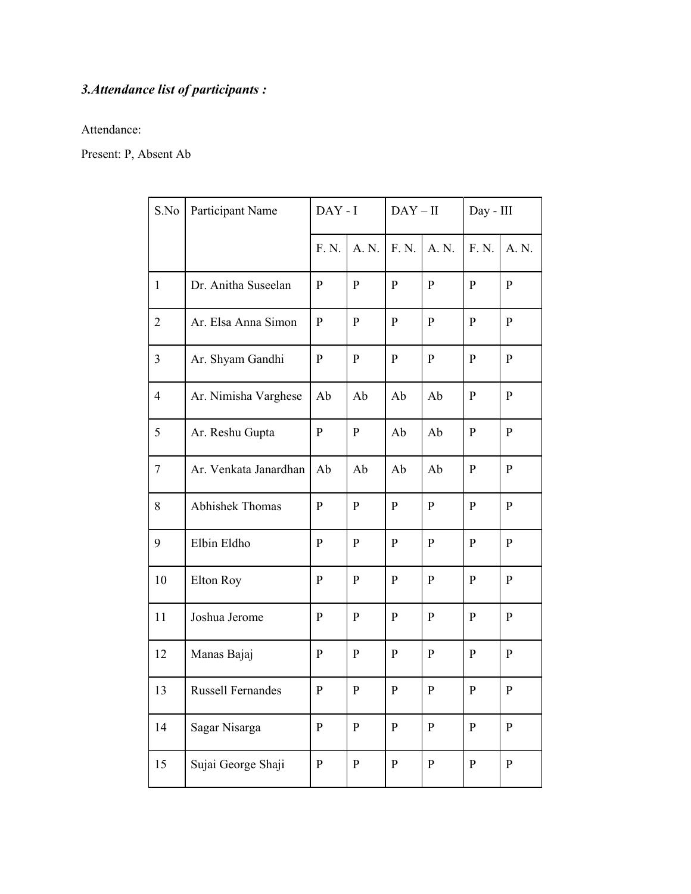### *3.Attendance list of participants :*

Attendance:

Present: P, Absent Ab

| S.No | Participant Name | DAY - I | | DAY – II | | Day - III | |
|---|---|---|---|---|---|---|---|
| | | F. N. | A. N. | F. N. | A. N. | F. N. | A. N. |
| 1 | Dr. Anitha Suseelan | P | P | P | P | P | P |
| 2 | Ar. Elsa Anna Simon | P | P | P | P | P | P |
| 3 | Ar. Shyam Gandhi | P | P | P | P | P | P |
| 4 | Ar. Nimisha Varghese | Ab | Ab | Ab | Ab | P | P |
| 5 | Ar. Reshu Gupta | P | P | Ab | Ab | P | P |
| 7 | Ar. Venkata Janardhan | Ab | Ab | Ab | Ab | P | P |
| 8 | Abhishek Thomas | P | P | P | P | P | P |
| 9 | Elbin Eldho | P | P | P | P | P | P |
| 10 | Elton Roy | P | P | P | P | P | P |
| 11 | Joshua Jerome | P | P | P | P | P | P |
| 12 | Manas Bajaj | P | P | P | P | P | P |
| 13 | Russell Fernandes | P | P | P | P | P | P |
| 14 | Sagar Nisarga | P | P | P | P | P | P |
| 15 | Sujai George Shaji | P | P | P | P | P | P |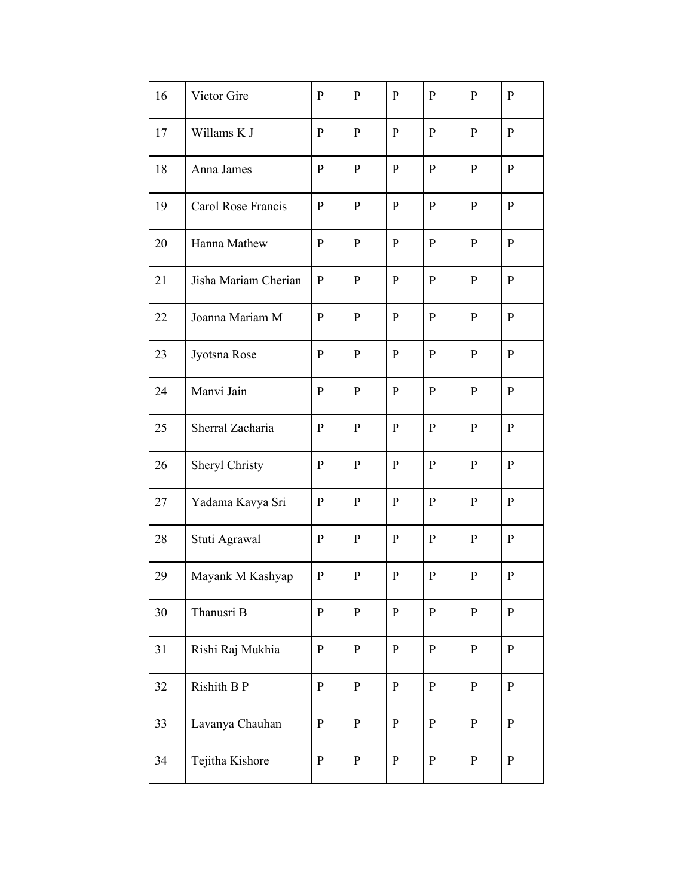| 16 | Victor Gire | P | P | P | P | P | P |
|---|---|---|---|---|---|---|---|
| 17 | Willams K J | P | P | P | P | P | P |
| 18 | Anna James | P | P | P | P | P | P |
| 19 | Carol Rose Francis | P | P | P | P | P | P |
| 20 | Hanna Mathew | P | P | P | P | P | P |
| 21 | Jisha Mariam Cherian | P | P | P | P | P | P |
| 22 | Joanna Mariam M | P | P | P | P | P | P |
| 23 | Jyotsna Rose | P | P | P | P | P | P |
| 24 | Manvi Jain | P | P | P | P | P | P |
| 25 | Sherral Zacharia | P | P | P | P | P | P |
| 26 | Sheryl Christy | P | P | P | P | P | P |
| 27 | Yadama Kavya Sri | P | P | P | P | P | P |
| 28 | Stuti Agrawal | P | P | P | P | P | P |
| 29 | Mayank M Kashyap | P | P | P | P | P | P |
| 30 | Thanusri B | P | P | P | P | P | P |
| 31 | Rishi Raj Mukhia | P | P | P | P | P | P |
| 32 | Rishith B P | P | P | P | P | P | P |
| 33 | Lavanya Chauhan | P | P | P | P | P | P |
| 34 | Tejitha Kishore | P | P | P | P | P | P |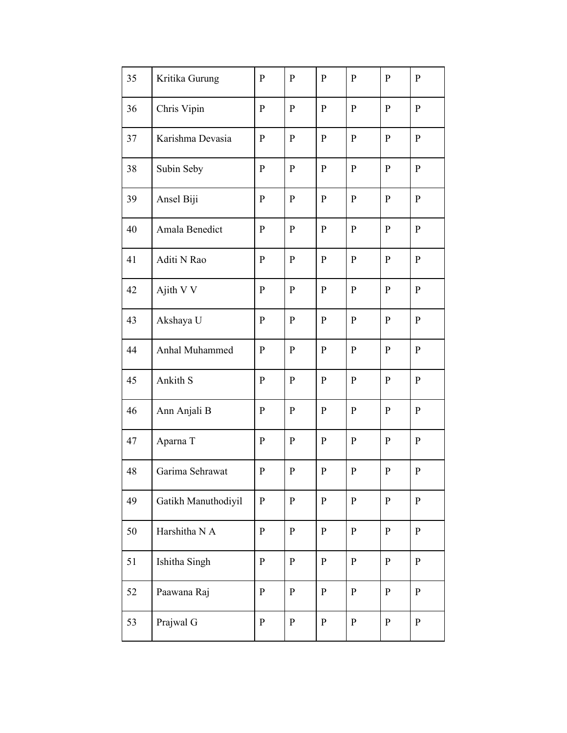| | | | | | | | |
|---|---|---|---|---|---|---|---|
| 35 | Kritika Gurung | P | P | P | P | P | P |
| 36 | Chris Vipin | P | P | P | P | P | P |
| 37 | Karishma Devasia | P | P | P | P | P | P |
| 38 | Subin Seby | P | P | P | P | P | P |
| 39 | Ansel Biji | P | P | P | P | P | P |
| 40 | Amala Benedict | P | P | P | P | P | P |
| 41 | Aditi N Rao | P | P | P | P | P | P |
| 42 | Ajith V V | P | P | P | P | P | P |
| 43 | Akshaya U | P | P | P | P | P | P |
| 44 | Anhal Muhammed | P | P | P | P | P | P |
| 45 | Ankith S | P | P | P | P | P | P |
| 46 | Ann Anjali B | P | P | P | P | P | P |
| 47 | Aparna T | P | P | P | P | P | P |
| 48 | Garima Sehrawat | P | P | P | P | P | P |
| 49 | Gatikh Manuthodiyil | P | P | P | P | P | P |
| 50 | Harshitha N A | P | P | P | P | P | P |
| 51 | Ishitha Singh | P | P | P | P | P | P |
| 52 | Paawana Raj | P | P | P | P | P | P |
| 53 | Prajwal G | P | P | P | P | P | P |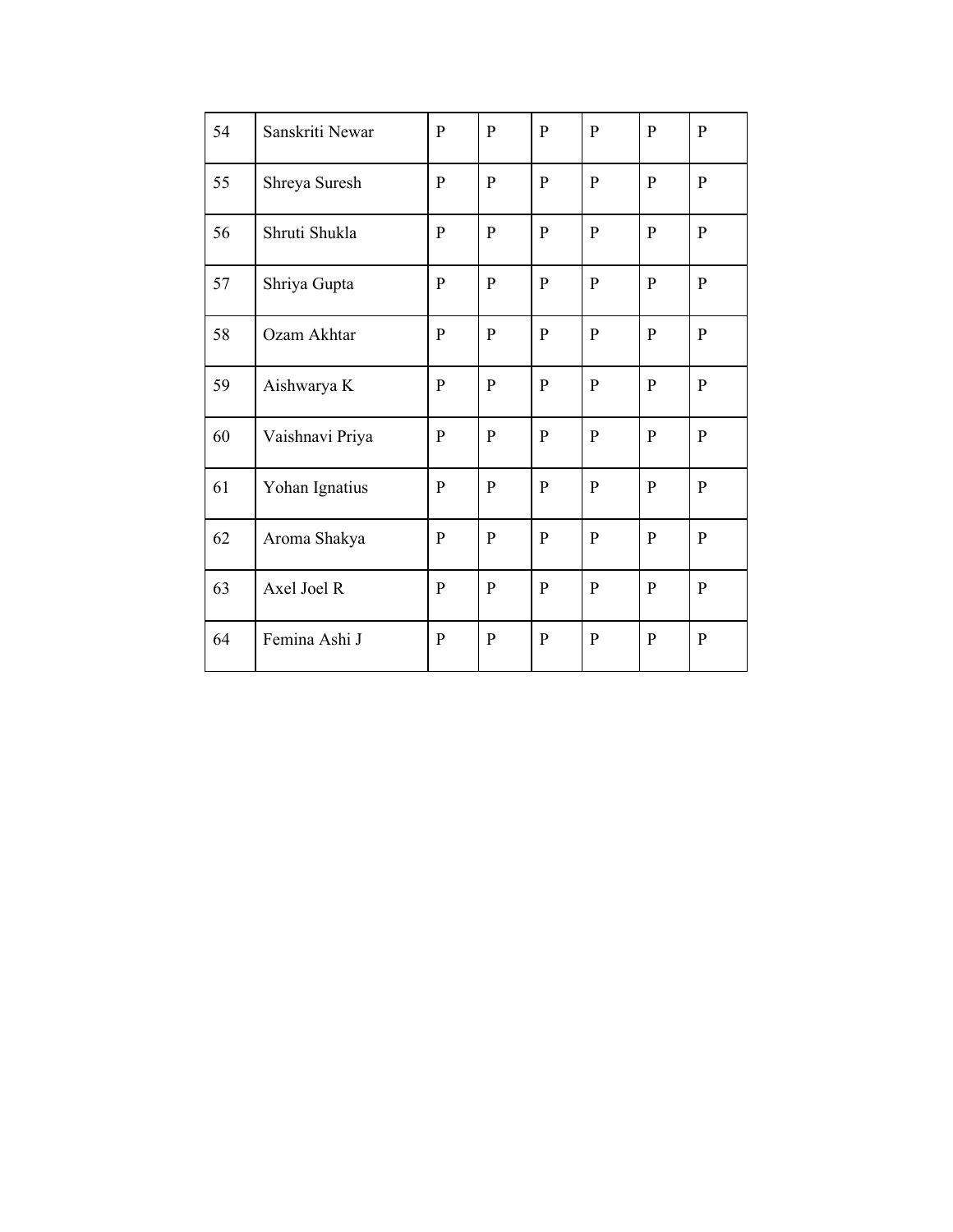| | | | | | | | |
|---|---|---|---|---|---|---|---|
| 54 | Sanskriti Newar | P | P | P | P | P | P |
| 55 | Shreya Suresh | P | P | P | P | P | P |
| 56 | Shruti Shukla | P | P | P | P | P | P |
| 57 | Shriya Gupta | P | P | P | P | P | P |
| 58 | Ozam Akhtar | P | P | P | P | P | P |
| 59 | Aishwarya K | P | P | P | P | P | P |
| 60 | Vaishnavi Priya | P | P | P | P | P | P |
| 61 | Yohan Ignatius | P | P | P | P | P | P |
| 62 | Aroma Shakya | P | P | P | P | P | P |
| 63 | Axel Joel R | P | P | P | P | P | P |
| 64 | Femina Ashi J | P | P | P | P | P | P |